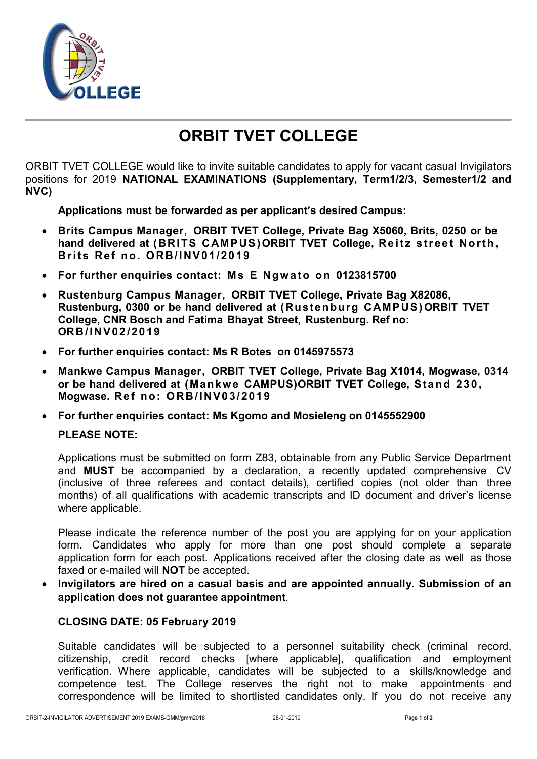# ORBIT TVET COLLEGE

ORBIT TVET COLLEGE would like to invite suitable candidates to apply for vacant casual Invigilators positions for 2019 **NATIONAL EXAMINATIONS (Supplementary, Term1/2/3, Semester1/2 and NVC)**

**Applications must be forwarded as per applicant's desired Campus:**

- **Brits Campus Manager, ORBIT TVET College, Private Bag X5060, Brits, 0250 or be hand delivered at (BRITS CAMPUS)ORBIT TVET College, Reitz street North, Brits Ref no. ORB/INV01/2019**
- **For further enquiries contact: Ms E Ngwato on 0123815700**
- **Rustenburg Campus Manager, ORBIT TVET College, Private Bag X82086, Rustenburg, 0300 or be hand delivered at (Rustenburg CAMPUS)ORBIT TVET College, CNR Bosch and Fatima Bhayat Street, Rustenburg. Ref no: ORB/INV02/2019**
- **For further enquiries contact: Ms R Botes on 0145975573**
- **Mankwe Campus Manager, ORBIT TVET College, Private Bag X1014, Mogwase, 0314 or be hand delivered at (Mankwe CAMPUS)ORBIT TVET College, Stand 230, Mogwase. Ref no: ORB/INV03/2019**
- **For further enquiries contact: Ms Kgomo and Mosieleng on 0145552900**

**PLEASE NOTE:**

Applications must be submitted on form Z83, obtainable from any Public Service Department and **MUST** be accompanied by a declaration, a recently updated comprehensive CV (inclusive of three referees and contact details), certified copies (not older than three months) of all qualifications with academic transcripts and ID document and driver's license where applicable.

Please indicate the reference number of the post you are applying for on your application form. Candidates who apply for more than one post should complete a separate application form for each post. Applications received after the closing date as well as those faxed or e-mailed will **NOT** be accepted.

- **Invigilators are hired on a casual basis and are appointed annually. Submission of an application does not guarantee appointment**.

**CLOSING DATE: 05 February 2019**

Suitable candidates will be subjected to a personnel suitability check (criminal record, citizenship, credit record checks [where applicable], qualification and employment verification. Where applicable, candidates will be subjected to a skills/knowledge and competence test. The College reserves the right not to make appointments and correspondence will be limited to shortlisted candidates only. If you do not receive any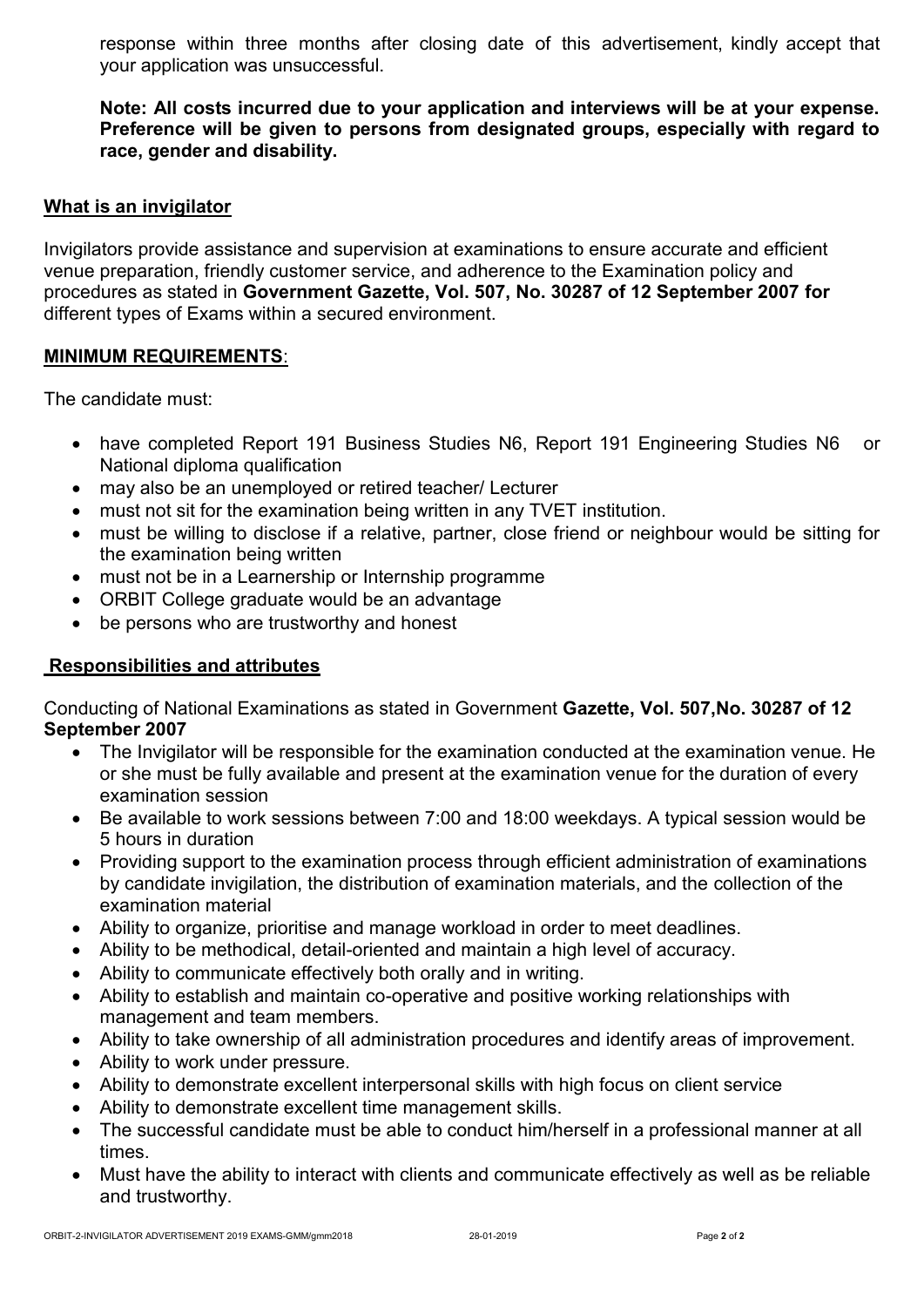response within three months after closing date of this advertisement, kindly accept that your application was unsuccessful.

**Note: All costs incurred due to your application and interviews will be at your expense. Preference will be given to persons from designated groups, especially with regard to race, gender and disability.**

## What is an invigilator

Invigilators provide assistance and supervision at examinations to ensure accurate and efficient venue preparation, friendly customer service, and adherence to the Examination policy and procedures as stated in **Government Gazette, Vol. 507, No. 30287 of 12 September 2007 for** different types of Exams within a secured environment.

## MINIMUM REQUIREMENTS:

The candidate must:

- have completed Report 191 Business Studies N6, Report 191 Engineering Studies N6 or National diploma qualification
- may also be an unemployed or retired teacher/ Lecturer
- must not sit for the examination being written in any TVET institution.
- must be willing to disclose if a relative, partner, close friend or neighbour would be sitting for the examination being written
- must not be in a Learnership or Internship programme
- ORBIT College graduate would be an advantage
- be persons who are trustworthy and honest

## Responsibilities and attributes

Conducting of National Examinations as stated in Government **Gazette, Vol. 507,No. 30287 of 12 September 2007**

- The Invigilator will be responsible for the examination conducted at the examination venue. He or she must be fully available and present at the examination venue for the duration of every examination session
- Be available to work sessions between 7:00 and 18:00 weekdays. A typical session would be 5 hours in duration
- Providing support to the examination process through efficient administration of examinations by candidate invigilation, the distribution of examination materials, and the collection of the examination material
- Ability to organize, prioritise and manage workload in order to meet deadlines.
- Ability to be methodical, detail-oriented and maintain a high level of accuracy.
- Ability to communicate effectively both orally and in writing.
- Ability to establish and maintain co-operative and positive working relationships with management and team members.
- Ability to take ownership of all administration procedures and identify areas of improvement.
- Ability to work under pressure.
- Ability to demonstrate excellent interpersonal skills with high focus on client service
- Ability to demonstrate excellent time management skills.
- The successful candidate must be able to conduct him/herself in a professional manner at all times.
- Must have the ability to interact with clients and communicate effectively as well as be reliable and trustworthy.